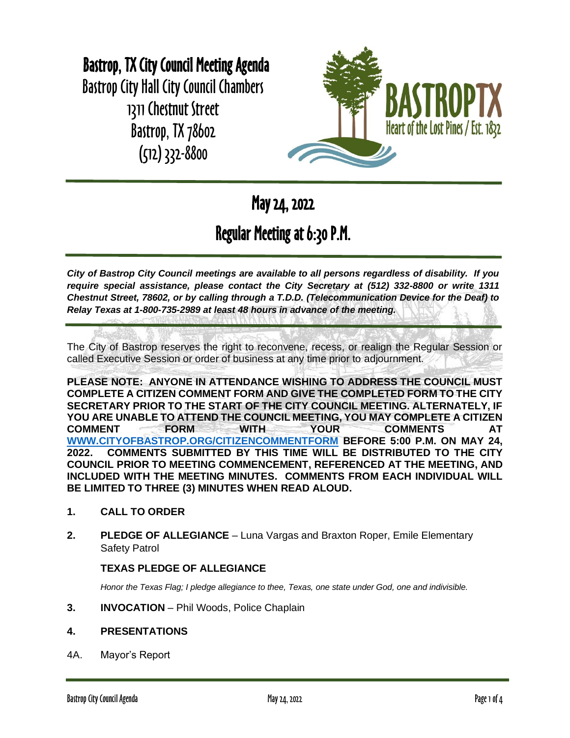# Bastrop, TX City Council Meeting Agenda

Bastrop City Hall City Council Chambers
1311 Chestnut Street
Bastrop, TX 78602
(512) 332-8800

BASTROPTX
Heart of the Lost Pines / Est. 1832

## May 24, 2022

## Regular Meeting at 6:30 P.M.

***City of Bastrop City Council meetings are available to all persons regardless of disability. If you require special assistance, please contact the City Secretary at (512) 332-8800 or write 1311 Chestnut Street, 78602, or by calling through a T.D.D. (Telecommunication Device for the Deaf) to Relay Texas at 1-800-735-2989 at least 48 hours in advance of the meeting.***

The City of Bastrop reserves the right to reconvene, recess, or realign the Regular Session or called Executive Session or order of business at any time prior to adjournment.

**PLEASE NOTE: ANYONE IN ATTENDANCE WISHING TO ADDRESS THE COUNCIL MUST COMPLETE A CITIZEN COMMENT FORM AND GIVE THE COMPLETED FORM TO THE CITY SECRETARY PRIOR TO THE START OF THE CITY COUNCIL MEETING. ALTERNATELY, IF YOU ARE UNABLE TO ATTEND THE COUNCIL MEETING, YOU MAY COMPLETE A CITIZEN COMMENT FORM WITH YOUR COMMENTS AT WWW.CITYOFBASTROP.ORG/CITIZENCOMMENTFORM BEFORE 5:00 P.M. ON MAY 24, 2022. COMMENTS SUBMITTED BY THIS TIME WILL BE DISTRIBUTED TO THE CITY COUNCIL PRIOR TO MEETING COMMENCEMENT, REFERENCED AT THE MEETING, AND INCLUDED WITH THE MEETING MINUTES. COMMENTS FROM EACH INDIVIDUAL WILL BE LIMITED TO THREE (3) MINUTES WHEN READ ALOUD.**

**1. CALL TO ORDER**

**2. PLEDGE OF ALLEGIANCE** – Luna Vargas and Braxton Roper, Emile Elementary Safety Patrol

**TEXAS PLEDGE OF ALLEGIANCE**

*Honor the Texas Flag; I pledge allegiance to thee, Texas, one state under God, one and indivisible.*

**3. INVOCATION** – Phil Woods, Police Chaplain

**4. PRESENTATIONS**

4A. Mayor's Report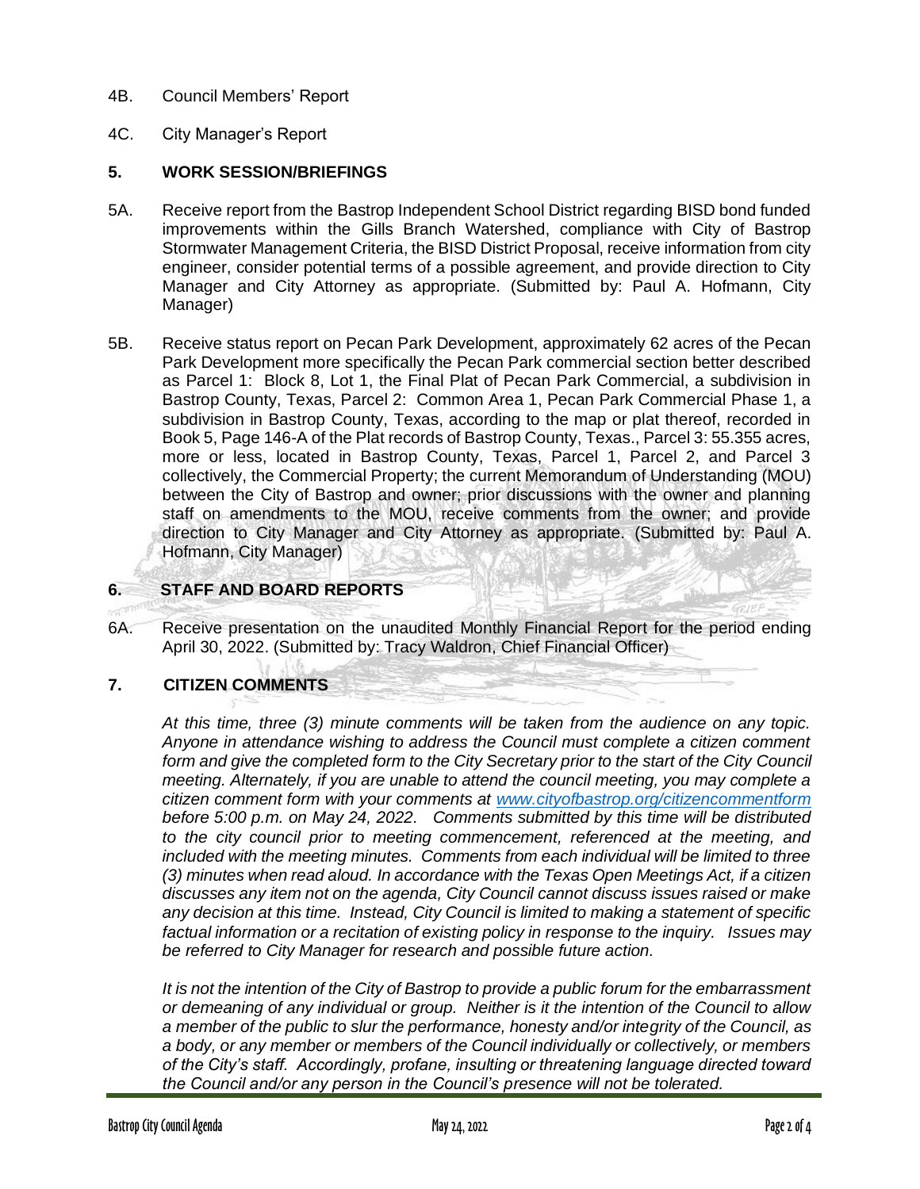4B. Council Members' Report

4C. City Manager's Report

## 5. WORK SESSION/BRIEFINGS

5A. Receive report from the Bastrop Independent School District regarding BISD bond funded improvements within the Gills Branch Watershed, compliance with City of Bastrop Stormwater Management Criteria, the BISD District Proposal, receive information from city engineer, consider potential terms of a possible agreement, and provide direction to City Manager and City Attorney as appropriate. (Submitted by: Paul A. Hofmann, City Manager)

5B. Receive status report on Pecan Park Development, approximately 62 acres of the Pecan Park Development more specifically the Pecan Park commercial section better described as Parcel 1: Block 8, Lot 1, the Final Plat of Pecan Park Commercial, a subdivision in Bastrop County, Texas, Parcel 2: Common Area 1, Pecan Park Commercial Phase 1, a subdivision in Bastrop County, Texas, according to the map or plat thereof, recorded in Book 5, Page 146-A of the Plat records of Bastrop County, Texas., Parcel 3: 55.355 acres, more or less, located in Bastrop County, Texas, Parcel 1, Parcel 2, and Parcel 3 collectively, the Commercial Property; the current Memorandum of Understanding (MOU) between the City of Bastrop and owner; prior discussions with the owner and planning staff on amendments to the MOU, receive comments from the owner; and provide direction to City Manager and City Attorney as appropriate. (Submitted by: Paul A. Hofmann, City Manager)

## 6. STAFF AND BOARD REPORTS

6A. Receive presentation on the unaudited Monthly Financial Report for the period ending April 30, 2022. (Submitted by: Tracy Waldron, Chief Financial Officer)

## 7. CITIZEN COMMENTS

*At this time, three (3) minute comments will be taken from the audience on any topic. Anyone in attendance wishing to address the Council must complete a citizen comment form and give the completed form to the City Secretary prior to the start of the City Council meeting. Alternately, if you are unable to attend the council meeting, you may complete a citizen comment form with your comments at [www.cityofbastrop.org/citizencommentform](http://www.cityofbastrop.org/citizencommentform) before 5:00 p.m. on May 24, 2022. Comments submitted by this time will be distributed to the city council prior to meeting commencement, referenced at the meeting, and included with the meeting minutes. Comments from each individual will be limited to three (3) minutes when read aloud. In accordance with the Texas Open Meetings Act, if a citizen discusses any item not on the agenda, City Council cannot discuss issues raised or make any decision at this time. Instead, City Council is limited to making a statement of specific factual information or a recitation of existing policy in response to the inquiry. Issues may be referred to City Manager for research and possible future action.*

*It is not the intention of the City of Bastrop to provide a public forum for the embarrassment or demeaning of any individual or group. Neither is it the intention of the Council to allow a member of the public to slur the performance, honesty and/or integrity of the Council, as a body, or any member or members of the Council individually or collectively, or members of the City's staff. Accordingly, profane, insulting or threatening language directed toward the Council and/or any person in the Council's presence will not be tolerated.*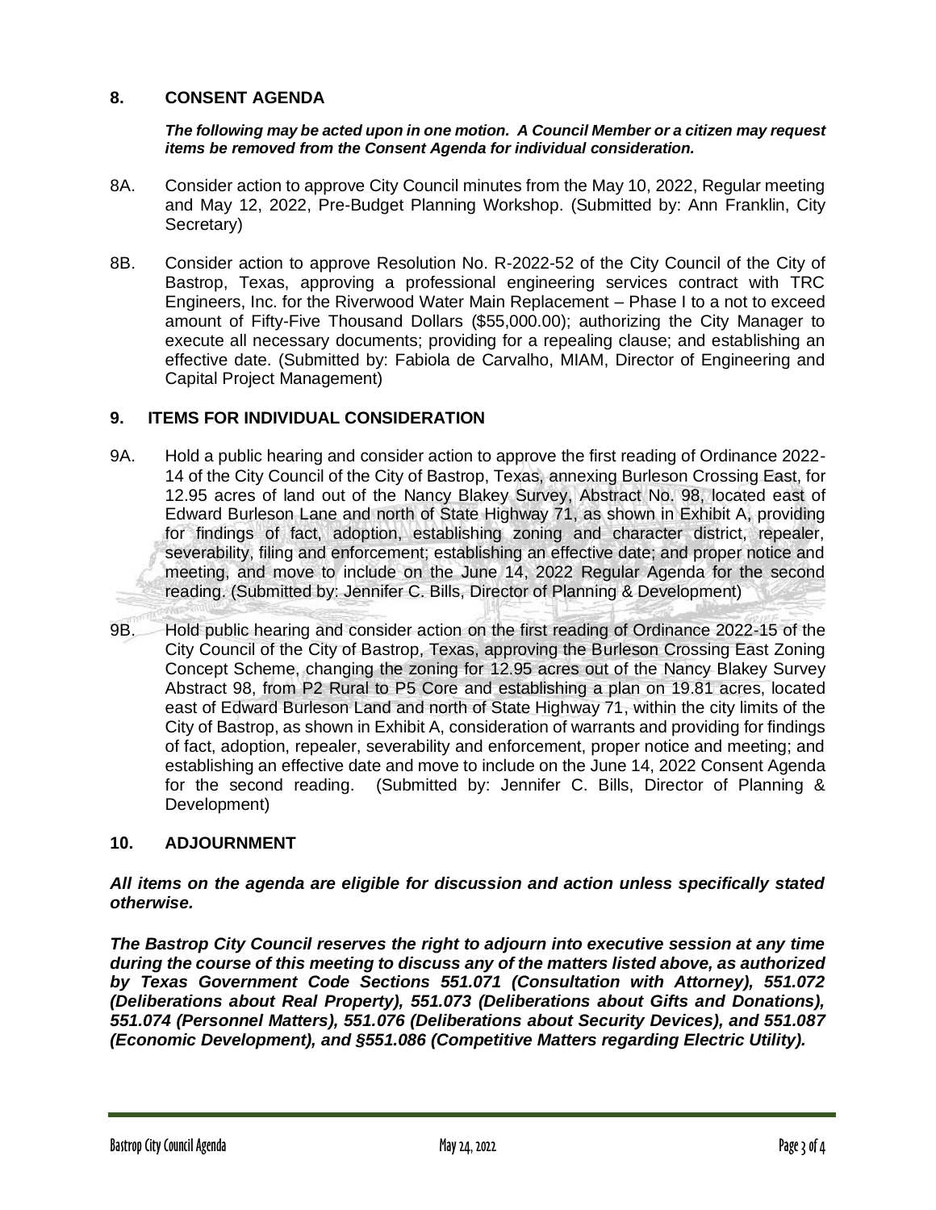## 8. CONSENT AGENDA

***The following may be acted upon in one motion. A Council Member or a citizen may request items be removed from the Consent Agenda for individual consideration.***

8A. Consider action to approve City Council minutes from the May 10, 2022, Regular meeting and May 12, 2022, Pre-Budget Planning Workshop. (Submitted by: Ann Franklin, City Secretary)

8B. Consider action to approve Resolution No. R-2022-52 of the City Council of the City of Bastrop, Texas, approving a professional engineering services contract with TRC Engineers, Inc. for the Riverwood Water Main Replacement – Phase I to a not to exceed amount of Fifty-Five Thousand Dollars ($55,000.00); authorizing the City Manager to execute all necessary documents; providing for a repealing clause; and establishing an effective date. (Submitted by: Fabiola de Carvalho, MIAM, Director of Engineering and Capital Project Management)

## 9. ITEMS FOR INDIVIDUAL CONSIDERATION

9A. Hold a public hearing and consider action to approve the first reading of Ordinance 2022-14 of the City Council of the City of Bastrop, Texas, annexing Burleson Crossing East, for 12.95 acres of land out of the Nancy Blakey Survey, Abstract No. 98, located east of Edward Burleson Lane and north of State Highway 71, as shown in Exhibit A, providing for findings of fact, adoption, establishing zoning and character district, repealer, severability, filing and enforcement; establishing an effective date; and proper notice and meeting, and move to include on the June 14, 2022 Regular Agenda for the second reading. (Submitted by: Jennifer C. Bills, Director of Planning & Development)

9B. Hold public hearing and consider action on the first reading of Ordinance 2022-15 of the City Council of the City of Bastrop, Texas, approving the Burleson Crossing East Zoning Concept Scheme, changing the zoning for 12.95 acres out of the Nancy Blakey Survey Abstract 98, from P2 Rural to P5 Core and establishing a plan on 19.81 acres, located east of Edward Burleson Land and north of State Highway 71, within the city limits of the City of Bastrop, as shown in Exhibit A, consideration of warrants and providing for findings of fact, adoption, repealer, severability and enforcement, proper notice and meeting; and establishing an effective date and move to include on the June 14, 2022 Consent Agenda for the second reading. (Submitted by: Jennifer C. Bills, Director of Planning & Development)

## 10. ADJOURNMENT

***All items on the agenda are eligible for discussion and action unless specifically stated otherwise.***

***The Bastrop City Council reserves the right to adjourn into executive session at any time during the course of this meeting to discuss any of the matters listed above, as authorized by Texas Government Code Sections 551.071 (Consultation with Attorney), 551.072 (Deliberations about Real Property), 551.073 (Deliberations about Gifts and Donations), 551.074 (Personnel Matters), 551.076 (Deliberations about Security Devices), and 551.087 (Economic Development), and §551.086 (Competitive Matters regarding Electric Utility).***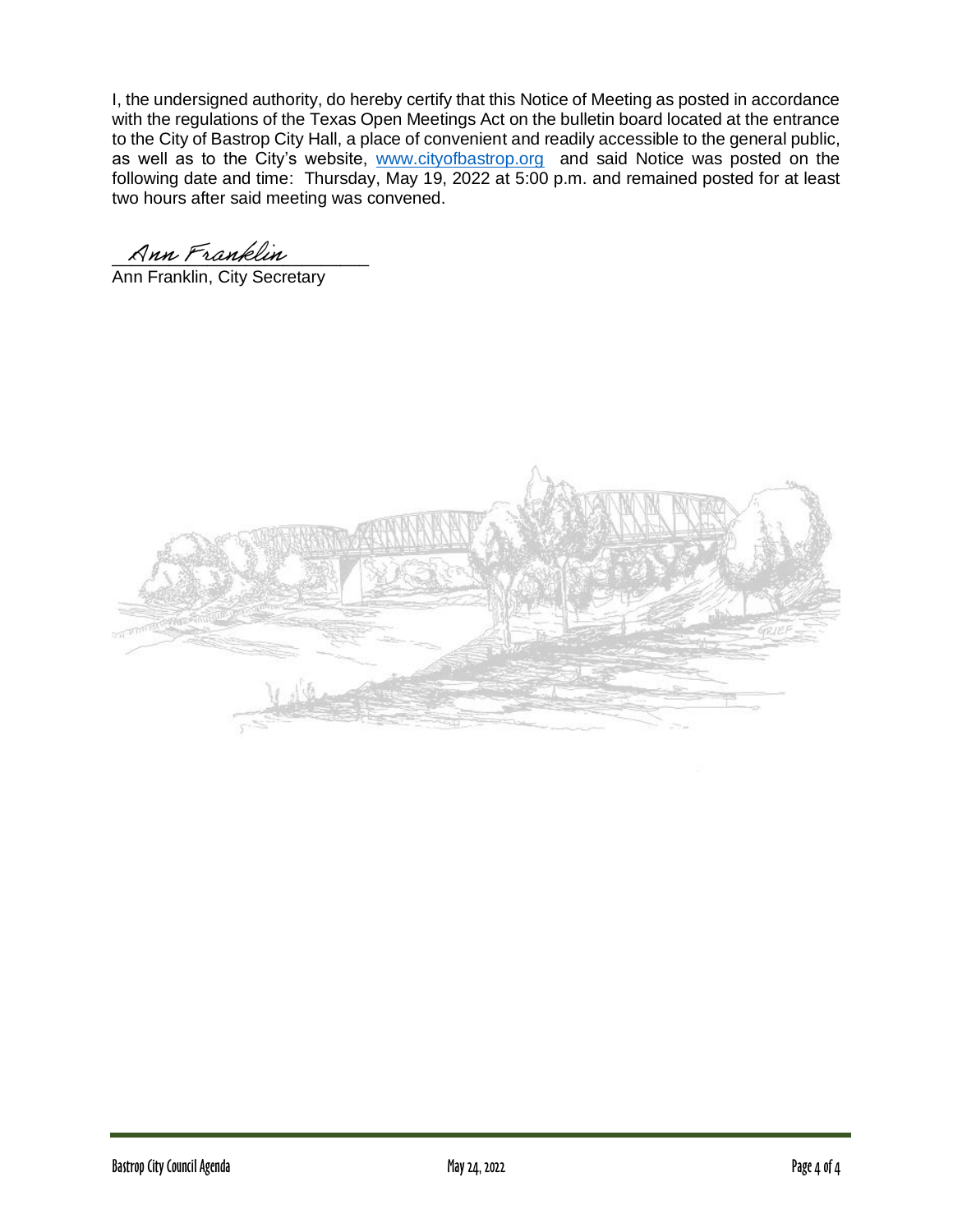I, the undersigned authority, do hereby certify that this Notice of Meeting as posted in accordance with the regulations of the Texas Open Meetings Act on the bulletin board located at the entrance to the City of Bastrop City Hall, a place of convenient and readily accessible to the general public, as well as to the City's website, www.cityofbastrop.org and said Notice was posted on the following date and time: Thursday, May 19, 2022 at 5:00 p.m. and remained posted for at least two hours after said meeting was convened.

*Ann Franklin*
Ann Franklin, City Secretary